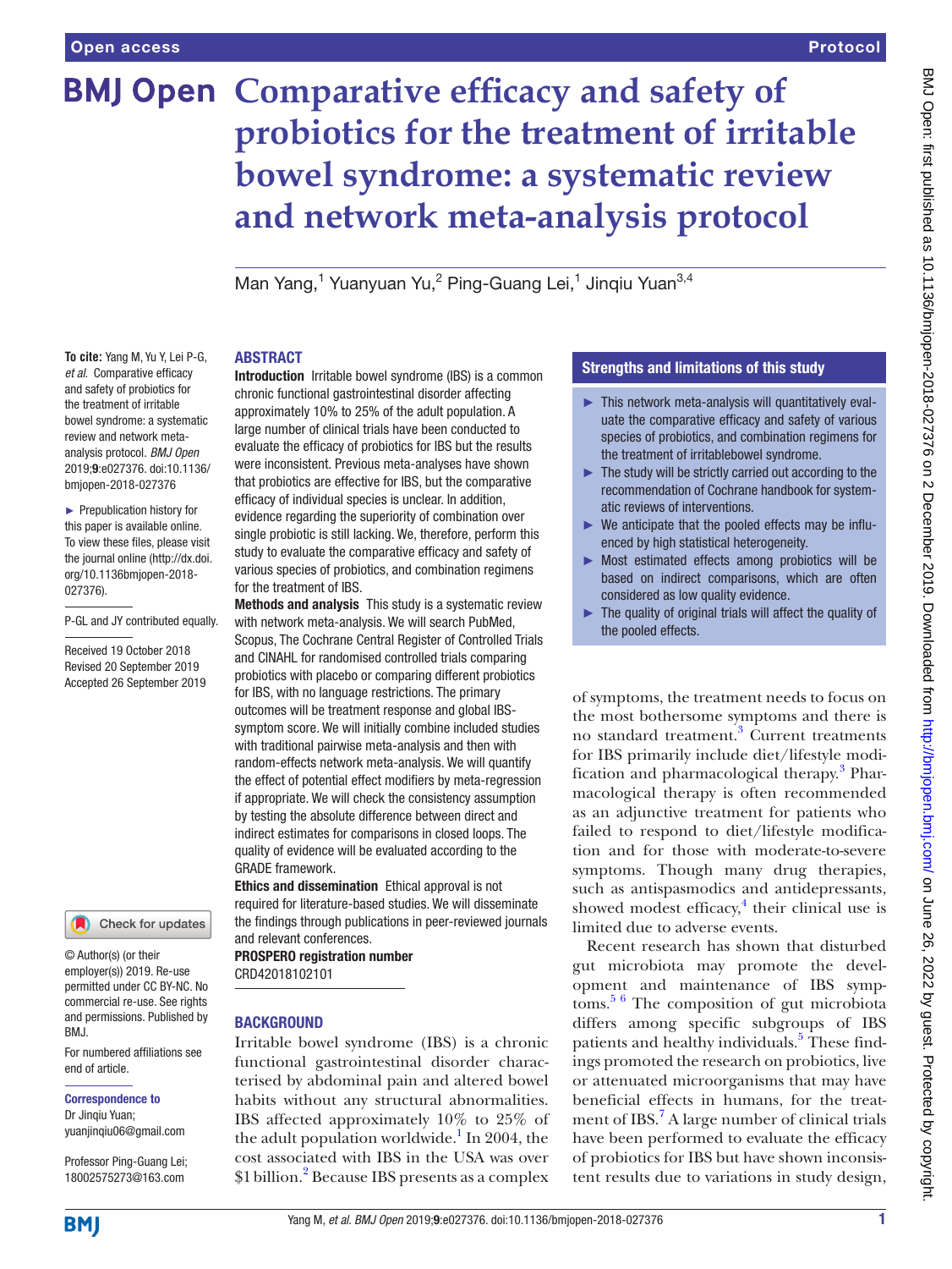# Comparative efficacy and safety of probiotics for the treatment of irritable bowel syndrome: a systematic review and network meta-analysis protocol

Man Yang,[1] Yuanyuan Yu,[2] Ping-Guang Lei,[1] Jinqiu Yuan[3,4]

**To cite:** Yang M, Yu Y, Lei P-G, *et al*. Comparative efficacy and safety of probiotics for the treatment of irritable bowel syndrome: a systematic review and network meta-analysis protocol. *BMJ Open* 2019;**9**:e027376. doi:10.1136/bmjopen-2018-027376

► Prepublication history for this paper is available online. To view these files, please visit the journal online (http://dx.doi.org/10.1136bmjopen-2018-027376).

P-GL and JY contributed equally.

Received 19 October 2018
Revised 20 September 2019
Accepted 26 September 2019

© Author(s) (or their employer(s)) 2019. Re-use permitted under CC BY-NC. No commercial re-use. See rights and permissions. Published by BMJ.

For numbered affiliations see end of article.

**Correspondence to**
Dr Jinqiu Yuan; yuanjinqiu06@gmail.com

Professor Ping-Guang Lei; 18002575273@163.com

## ABSTRACT

**Introduction** Irritable bowel syndrome (IBS) is a common chronic functional gastrointestinal disorder affecting approximately 10% to 25% of the adult population. A large number of clinical trials have been conducted to evaluate the efficacy of probiotics for IBS but the results were inconsistent. Previous meta-analyses have shown that probiotics are effective for IBS, but the comparative efficacy of individual species is unclear. In addition, evidence regarding the superiority of combination over single probiotic is still lacking. We, therefore, perform this study to evaluate the comparative efficacy and safety of various species of probiotics, and combination regimens for the treatment of IBS.

**Methods and analysis** This study is a systematic review with network meta-analysis. We will search PubMed, Scopus, The Cochrane Central Register of Controlled Trials and CINAHL for randomised controlled trials comparing probiotics with placebo or comparing different probiotics for IBS, with no language restrictions. The primary outcomes will be treatment response and global IBS-symptom score. We will initially combine included studies with traditional pairwise meta-analysis and then with random-effects network meta-analysis. We will quantify the effect of potential effect modifiers by meta-regression if appropriate. We will check the consistency assumption by testing the absolute difference between direct and indirect estimates for comparisons in closed loops. The quality of evidence will be evaluated according to the GRADE framework.

**Ethics and dissemination** Ethical approval is not required for literature-based studies. We will disseminate the findings through publications in peer-reviewed journals and relevant conferences.

**PROSPERO registration number**
CRD42018102101

## Strengths and limitations of this study

- This network meta-analysis will quantitatively evaluate the comparative efficacy and safety of various species of probiotics, and combination regimens for the treatment of irritablebowel syndrome.
- The study will be strictly carried out according to the recommendation of Cochrane handbook for systematic reviews of interventions.
- We anticipate that the pooled effects may be influenced by high statistical heterogeneity.
- Most estimated effects among probiotics will be based on indirect comparisons, which are often considered as low quality evidence.
- The quality of original trials will affect the quality of the pooled effects.

## BACKGROUND

Irritable bowel syndrome (IBS) is a chronic functional gastrointestinal disorder characterised by abdominal pain and altered bowel habits without any structural abnormalities. IBS affected approximately 10% to 25% of the adult population worldwide.[1] In 2004, the cost associated with IBS in the USA was over $1 billion.[2] Because IBS presents as a complex of symptoms, the treatment needs to focus on the most bothersome symptoms and there is no standard treatment.[3] Current treatments for IBS primarily include diet/lifestyle modification and pharmacological therapy.[3] Pharmacological therapy is often recommended as an adjunctive treatment for patients who failed to respond to diet/lifestyle modification and for those with moderate-to-severe symptoms. Though many drug therapies, such as antispasmodics and antidepressants, showed modest efficacy,[4] their clinical use is limited due to adverse events.

Recent research has shown that disturbed gut microbiota may promote the development and maintenance of IBS symptoms.[5 6] The composition of gut microbiota differs among specific subgroups of IBS patients and healthy individuals.[5] These findings promoted the research on probiotics, live or attenuated microorganisms that may have beneficial effects in humans, for the treatment of IBS.[7] A large number of clinical trials have been performed to evaluate the efficacy of probiotics for IBS but have shown inconsistent results due to variations in study design,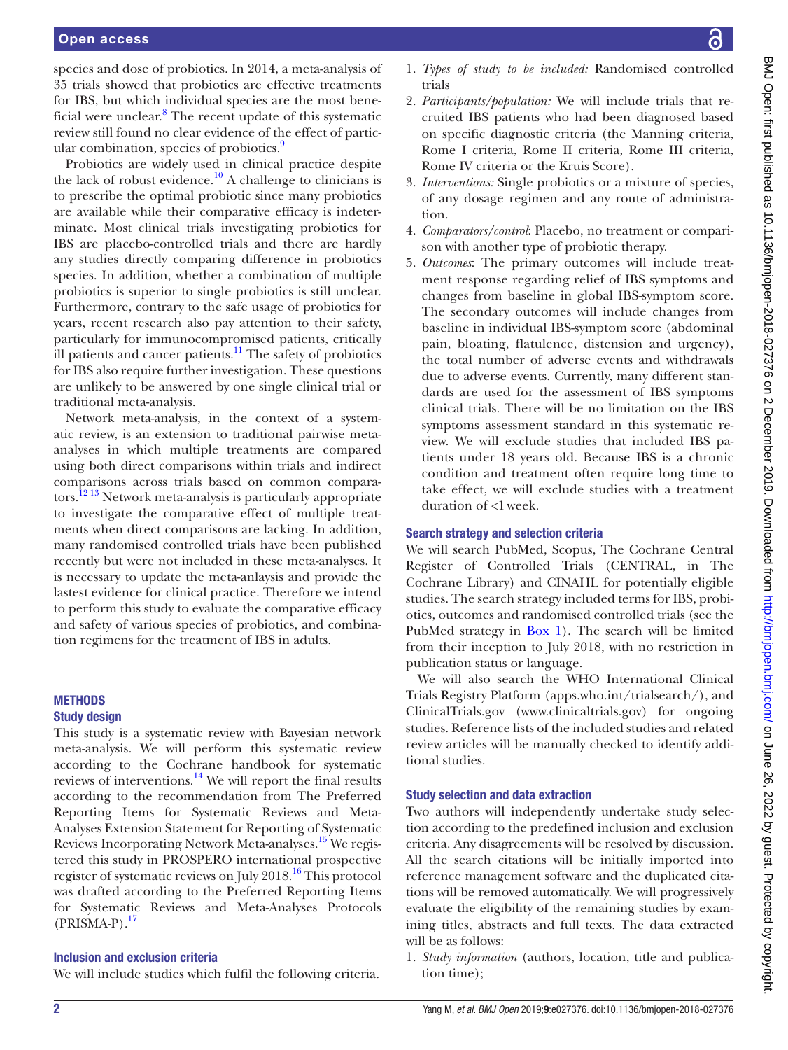species and dose of probiotics. In 2014, a meta-analysis of 35 trials showed that probiotics are effective treatments for IBS, but which individual species are the most beneficial were unclear.[8] The recent update of this systematic review still found no clear evidence of the effect of particular combination, species of probiotics.[9]

Probiotics are widely used in clinical practice despite the lack of robust evidence.[10] A challenge to clinicians is to prescribe the optimal probiotic since many probiotics are available while their comparative efficacy is indeterminate. Most clinical trials investigating probiotics for IBS are placebo-controlled trials and there are hardly any studies directly comparing difference in probiotics species. In addition, whether a combination of multiple probiotics is superior to single probiotics is still unclear. Furthermore, contrary to the safe usage of probiotics for years, recent research also pay attention to their safety, particularly for immunocompromised patients, critically ill patients and cancer patients.[11] The safety of probiotics for IBS also require further investigation. These questions are unlikely to be answered by one single clinical trial or traditional meta-analysis.

Network meta-analysis, in the context of a systematic review, is an extension to traditional pairwise meta-analyses in which multiple treatments are compared using both direct comparisons within trials and indirect comparisons across trials based on common comparators.[12 13] Network meta-analysis is particularly appropriate to investigate the comparative effect of multiple treatments when direct comparisons are lacking. In addition, many randomised controlled trials have been published recently but were not included in these meta-analyses. It is necessary to update the meta-anlaysis and provide the lastest evidence for clinical practice. Therefore we intend to perform this study to evaluate the comparative efficacy and safety of various species of probiotics, and combination regimens for the treatment of IBS in adults.

## METHODS

### Study design

This study is a systematic review with Bayesian network meta-analysis. We will perform this systematic review according to the Cochrane handbook for systematic reviews of interventions.[14] We will report the final results according to the recommendation from The Preferred Reporting Items for Systematic Reviews and Meta-Analyses Extension Statement for Reporting of Systematic Reviews Incorporating Network Meta-analyses.[15] We registered this study in PROSPERO international prospective register of systematic reviews on July 2018.[16] This protocol was drafted according to the Preferred Reporting Items for Systematic Reviews and Meta-Analyses Protocols (PRISMA-P).[17]

### Inclusion and exclusion criteria

We will include studies which fulfil the following criteria.

1. *Types of study to be included:* Randomised controlled trials
2. *Participants/population:* We will include trials that recruited IBS patients who had been diagnosed based on specific diagnostic criteria (the Manning criteria, Rome I criteria, Rome II criteria, Rome III criteria, Rome IV criteria or the Kruis Score).
3. *Interventions:* Single probiotics or a mixture of species, of any dosage regimen and any route of administration.
4. *Comparators/control*: Placebo, no treatment or comparison with another type of probiotic therapy.
5. *Outcomes*: The primary outcomes will include treatment response regarding relief of IBS symptoms and changes from baseline in global IBS-symptom score. The secondary outcomes will include changes from baseline in individual IBS-symptom score (abdominal pain, bloating, flatulence, distension and urgency), the total number of adverse events and withdrawals due to adverse events. Currently, many different standards are used for the assessment of IBS symptoms clinical trials. There will be no limitation on the IBS symptoms assessment standard in this systematic review. We will exclude studies that included IBS patients under 18 years old. Because IBS is a chronic condition and treatment often require long time to take effect, we will exclude studies with a treatment duration of <1 week.

### Search strategy and selection criteria

We will search PubMed, Scopus, The Cochrane Central Register of Controlled Trials (CENTRAL, in The Cochrane Library) and CINAHL for potentially eligible studies. The search strategy included terms for IBS, probiotics, outcomes and randomised controlled trials (see the PubMed strategy in Box 1). The search will be limited from their inception to July 2018, with no restriction in publication status or language.

We will also search the WHO International Clinical Trials Registry Platform (apps.who.int/trialsearch/), and ClinicalTrials.gov (www.clinicaltrials.gov) for ongoing studies. Reference lists of the included studies and related review articles will be manually checked to identify additional studies.

### Study selection and data extraction

Two authors will independently undertake study selection according to the predefined inclusion and exclusion criteria. Any disagreements will be resolved by discussion. All the search citations will be initially imported into reference management software and the duplicated citations will be removed automatically. We will progressively evaluate the eligibility of the remaining studies by examining titles, abstracts and full texts. The data extracted will be as follows:

1. *Study information* (authors, location, title and publication time);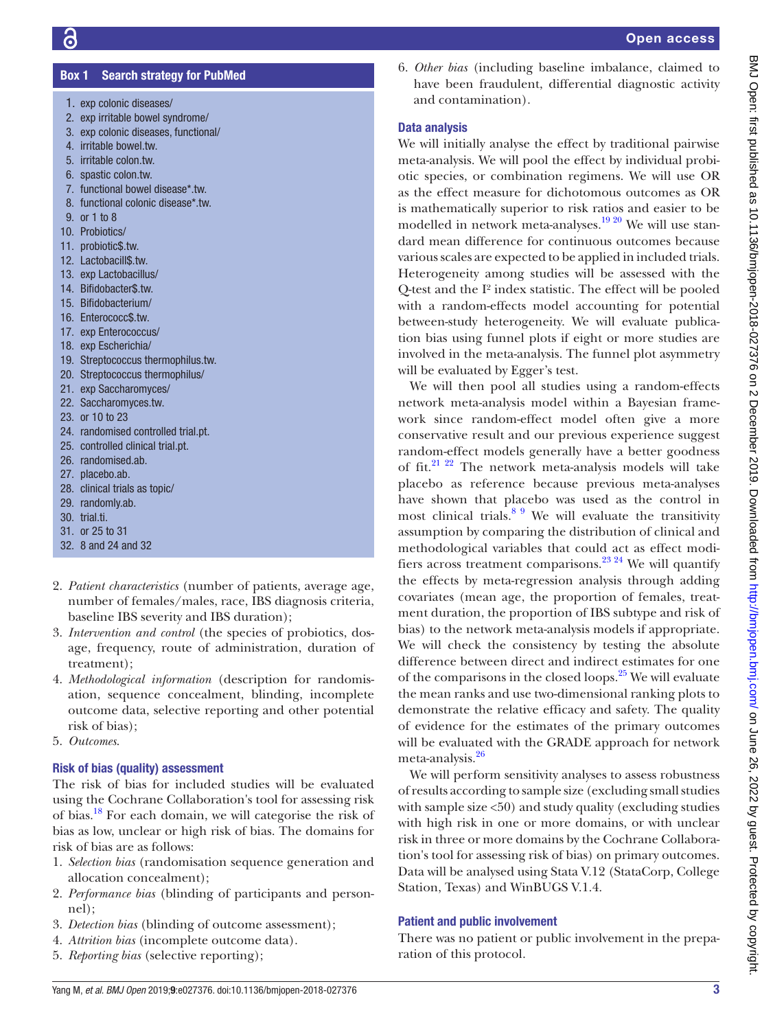**Box 1 Search strategy for PubMed**

1. exp colonic diseases/
2. exp irritable bowel syndrome/
3. exp colonic diseases, functional/
4. irritable bowel.tw.
5. irritable colon.tw.
6. spastic colon.tw.
7. functional bowel disease*.tw.
8. functional colonic disease*.tw.
9. or 1 to 8
10. Probiotics/
11. probiotic$.tw.
12. Lactobacill$.tw.
13. exp Lactobacillus/
14. Bifidobacter$.tw.
15. Bifidobacterium/
16. Enterococc$.tw.
17. exp Enterococcus/
18. exp Escherichia/
19. Streptococcus thermophilus.tw.
20. Streptococcus thermophilus/
21. exp Saccharomyces/
22. Saccharomyces.tw.
23. or 10 to 23
24. randomised controlled trial.pt.
25. controlled clinical trial.pt.
26. randomised.ab.
27. placebo.ab.
28. clinical trials as topic/
29. randomly.ab.
30. trial.ti.
31. or 25 to 31
32. 8 and 24 and 32

2. *Patient characteristics* (number of patients, average age, number of females/males, race, IBS diagnosis criteria, baseline IBS severity and IBS duration);
3. *Intervention and control* (the species of probiotics, dosage, frequency, route of administration, duration of treatment);
4. *Methodological information* (description for randomisation, sequence concealment, blinding, incomplete outcome data, selective reporting and other potential risk of bias);
5. *Outcomes*.

### Risk of bias (quality) assessment

The risk of bias for included studies will be evaluated using the Cochrane Collaboration's tool for assessing risk of bias.[18] For each domain, we will categorise the risk of bias as low, unclear or high risk of bias. The domains for risk of bias are as follows:

1. *Selection bias* (randomisation sequence generation and allocation concealment);
2. *Performance bias* (blinding of participants and personnel);
3. *Detection bias* (blinding of outcome assessment);
4. *Attrition bias* (incomplete outcome data).
5. *Reporting bias* (selective reporting);
6. *Other bias* (including baseline imbalance, claimed to have been fraudulent, differential diagnostic activity and contamination).

### Data analysis

We will initially analyse the effect by traditional pairwise meta-analysis. We will pool the effect by individual probiotic species, or combination regimens. We will use OR as the effect measure for dichotomous outcomes as OR is mathematically superior to risk ratios and easier to be modelled in network meta-analyses.[19,20] We will use standard mean difference for continuous outcomes because various scales are expected to be applied in included trials. Heterogeneity among studies will be assessed with the Q-test and the $I^2$ index statistic. The effect will be pooled with a random-effects model accounting for potential between-study heterogeneity. We will evaluate publication bias using funnel plots if eight or more studies are involved in the meta-analysis. The funnel plot asymmetry will be evaluated by Egger's test.

We will then pool all studies using a random-effects network meta-analysis model within a Bayesian framework since random-effect model often give a more conservative result and our previous experience suggest random-effect models generally have a better goodness of fit.[21,22] The network meta-analysis models will take placebo as reference because previous meta-analyses have shown that placebo was used as the control in most clinical trials.[8,9] We will evaluate the transitivity assumption by comparing the distribution of clinical and methodological variables that could act as effect modifiers across treatment comparisons.[23,24] We will quantify the effects by meta-regression analysis through adding covariates (mean age, the proportion of females, treatment duration, the proportion of IBS subtype and risk of bias) to the network meta-analysis models if appropriate. We will check the consistency by testing the absolute difference between direct and indirect estimates for one of the comparisons in the closed loops.[25] We will evaluate the mean ranks and use two-dimensional ranking plots to demonstrate the relative efficacy and safety. The quality of evidence for the estimates of the primary outcomes will be evaluated with the GRADE approach for network meta-analysis.[26]

We will perform sensitivity analyses to assess robustness of results according to sample size (excluding small studies with sample size <50) and study quality (excluding studies with high risk in one or more domains, or with unclear risk in three or more domains by the Cochrane Collaboration's tool for assessing risk of bias) on primary outcomes. Data will be analysed using Stata V.12 (StataCorp, College Station, Texas) and WinBUGS V.1.4.

### Patient and public involvement

There was no patient or public involvement in the preparation of this protocol.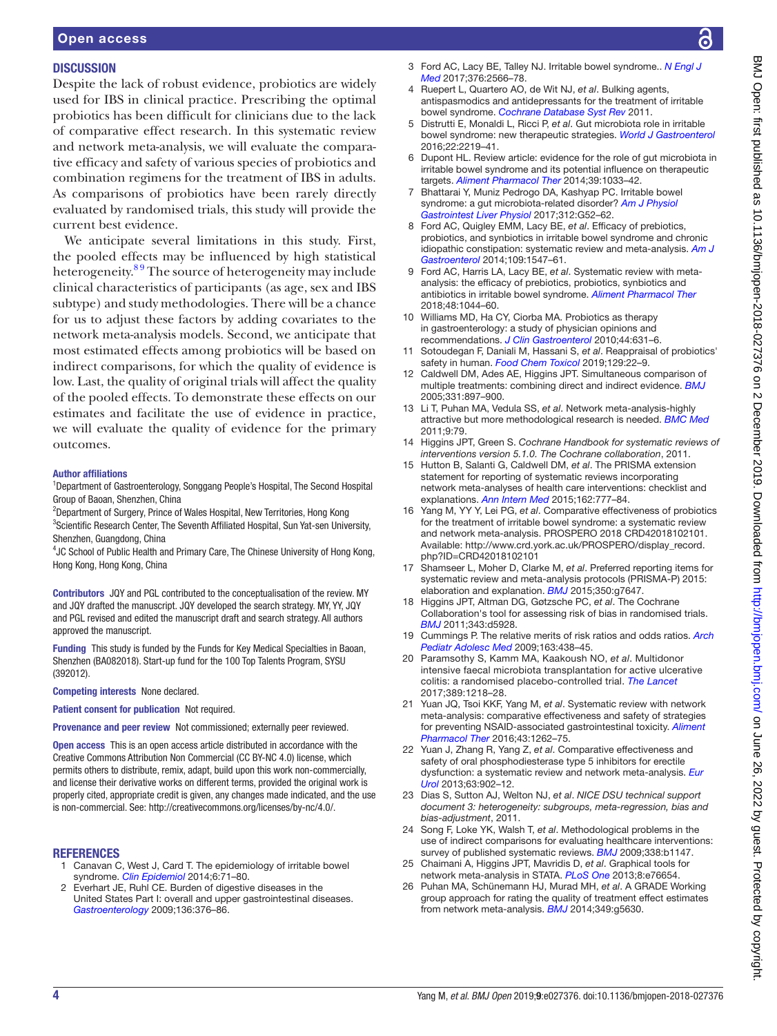## DISCUSSION

Despite the lack of robust evidence, probiotics are widely used for IBS in clinical practice. Prescribing the optimal probiotics has been difficult for clinicians due to the lack of comparative effect research. In this systematic review and network meta-analysis, we will evaluate the comparative efficacy and safety of various species of probiotics and combination regimens for the treatment of IBS in adults. As comparisons of probiotics have been rarely directly evaluated by randomised trials, this study will provide the current best evidence.

We anticipate several limitations in this study. First, the pooled effects may be influenced by high statistical heterogeneity.[8,9] The source of heterogeneity may include clinical characteristics of participants (as age, sex and IBS subtype) and study methodologies. There will be a chance for us to adjust these factors by adding covariates to the network meta-analysis models. Second, we anticipate that most estimated effects among probiotics will be based on indirect comparisons, for which the quality of evidence is low. Last, the quality of original trials will affect the quality of the pooled effects. To demonstrate these effects on our estimates and facilitate the use of evidence in practice, we will evaluate the quality of evidence for the primary outcomes.

**Author affiliations**

[1]Department of Gastroenterology, Songgang People's Hospital, The Second Hospital Group of Baoan, Shenzhen, China
[2]Department of Surgery, Prince of Wales Hospital, New Territories, Hong Kong
[3]Scientific Research Center, The Seventh Affiliated Hospital, Sun Yat-sen University, Shenzhen, Guangdong, China
[4]JC School of Public Health and Primary Care, The Chinese University of Hong Kong, Hong Kong, Hong Kong, China

**Contributors** JQY and PGL contributed to the conceptualisation of the review. MY and JQY drafted the manuscript. JQY developed the search strategy. MY, YY, JQY and PGL revised and edited the manuscript draft and search strategy. All authors approved the manuscript.

**Funding** This study is funded by the Funds for Key Medical Specialties in Baoan, Shenzhen (BA082018). Start-up fund for the 100 Top Talents Program, SYSU (392012).

**Competing interests** None declared.

**Patient consent for publication** Not required.

**Provenance and peer review** Not commissioned; externally peer reviewed.

**Open access** This is an open access article distributed in accordance with the Creative Commons Attribution Non Commercial (CC BY-NC 4.0) license, which permits others to distribute, remix, adapt, build upon this work non-commercially, and license their derivative works on different terms, provided the original work is properly cited, appropriate credit is given, any changes made indicated, and the use is non-commercial. See: http://creativecommons.org/licenses/by-nc/4.0/.

## REFERENCES

1. Canavan C, West J, Card T. The epidemiology of irritable bowel syndrome. *Clin Epidemiol* 2014;6:71–80.
2. Everhart JE, Ruhl CE. Burden of digestive diseases in the United States Part I: overall and upper gastrointestinal diseases. *Gastroenterology* 2009;136:376–86.
3. Ford AC, Lacy BE, Talley NJ. Irritable bowel syndrome.. *N Engl J Med* 2017;376:2566–78.
4. Ruepert L, Quartero AO, de Wit NJ, *et al*. Bulking agents, antispasmodics and antidepressants for the treatment of irritable bowel syndrome. *Cochrane Database Syst Rev* 2011.
5. Distrutti E, Monaldi L, Ricci P, *et al*. Gut microbiota role in irritable bowel syndrome: new therapeutic strategies. *World J Gastroenterol* 2016;22:2219–41.
6. Dupont HL. Review article: evidence for the role of gut microbiota in irritable bowel syndrome and its potential influence on therapeutic targets. *Aliment Pharmacol Ther* 2014;39:1033–42.
7. Bhattarai Y, Muniz Pedrogo DA, Kashyap PC. Irritable bowel syndrome: a gut microbiota-related disorder? *Am J Physiol Gastrointest Liver Physiol* 2017;312:G52–62.
8. Ford AC, Quigley EMM, Lacy BE, *et al*. Efficacy of prebiotics, probiotics, and synbiotics in irritable bowel syndrome and chronic idiopathic constipation: systematic review and meta-analysis. *Am J Gastroenterol* 2014;109:1547–61.
9. Ford AC, Harris LA, Lacy BE, *et al*. Systematic review with meta-analysis: the efficacy of prebiotics, probiotics, synbiotics and antibiotics in irritable bowel syndrome. *Aliment Pharmacol Ther* 2018;48:1044–60.
10. Williams MD, Ha CY, Ciorba MA. Probiotics as therapy in gastroenterology: a study of physician opinions and recommendations. *J Clin Gastroenterol* 2010;44:631–6.
11. Sotoudegan F, Daniali M, Hassani S, *et al*. Reappraisal of probiotics' safety in human. *Food Chem Toxicol* 2019;129:22–9.
12. Caldwell DM, Ades AE, Higgins JPT. Simultaneous comparison of multiple treatments: combining direct and indirect evidence. *BMJ* 2005;331:897–900.
13. Li T, Puhan MA, Vedula SS, *et al*. Network meta-analysis-highly attractive but more methodological research is needed. *BMC Med* 2011;9:79.
14. Higgins JPT, Green S. *Cochrane Handbook for systematic reviews of interventions version 5.1.0. The Cochrane collaboration*, 2011.
15. Hutton B, Salanti G, Caldwell DM, *et al*. The PRISMA extension statement for reporting of systematic reviews incorporating network meta-analyses of health care interventions: checklist and explanations. *Ann Intern Med* 2015;162:777–84.
16. Yang M, YY Y, Lei PG, *et al*. Comparative effectiveness of probiotics for the treatment of irritable bowel syndrome: a systematic review and network meta-analysis. PROSPERO 2018 CRD42018102101. Available: http://www.crd.york.ac.uk/PROSPERO/display_record.php?ID=CRD42018102101
17. Shamseer L, Moher D, Clarke M, *et al*. Preferred reporting items for systematic review and meta-analysis protocols (PRISMA-P) 2015: elaboration and explanation. *BMJ* 2015;350:g7647.
18. Higgins JPT, Altman DG, Gøtzsche PC, *et al*. The Cochrane Collaboration's tool for assessing risk of bias in randomised trials. *BMJ* 2011;343:d5928.
19. Cummings P. The relative merits of risk ratios and odds ratios. *Arch Pediatr Adolesc Med* 2009;163:438–45.
20. Paramsothy S, Kamm MA, Kaakoush NO, *et al*. Multidonor intensive faecal microbiota transplantation for active ulcerative colitis: a randomised placebo-controlled trial. *The Lancet* 2017;389:1218–28.
21. Yuan JQ, Tsoi KKF, Yang M, *et al*. Systematic review with network meta-analysis: comparative effectiveness and safety of strategies for preventing NSAID-associated gastrointestinal toxicity. *Aliment Pharmacol Ther* 2016;43:1262–75.
22. Yuan J, Zhang R, Yang Z, *et al*. Comparative effectiveness and safety of oral phosphodiesterase type 5 inhibitors for erectile dysfunction: a systematic review and network meta-analysis. *Eur Urol* 2013;63:902–12.
23. Dias S, Sutton AJ, Welton NJ, *et al*. *NICE DSU technical support document 3: heterogeneity: subgroups, meta-regression, bias and bias-adjustment*, 2011.
24. Song F, Loke YK, Walsh T, *et al*. Methodological problems in the use of indirect comparisons for evaluating healthcare interventions: survey of published systematic reviews. *BMJ* 2009;338:b1147.
25. Chaimani A, Higgins JPT, Mavridis D, *et al*. Graphical tools for network meta-analysis in STATA. *PLoS One* 2013;8:e76654.
26. Puhan MA, Schünemann HJ, Murad MH, *et al*. A GRADE Working group approach for rating the quality of treatment effect estimates from network meta-analysis. *BMJ* 2014;349:g5630.